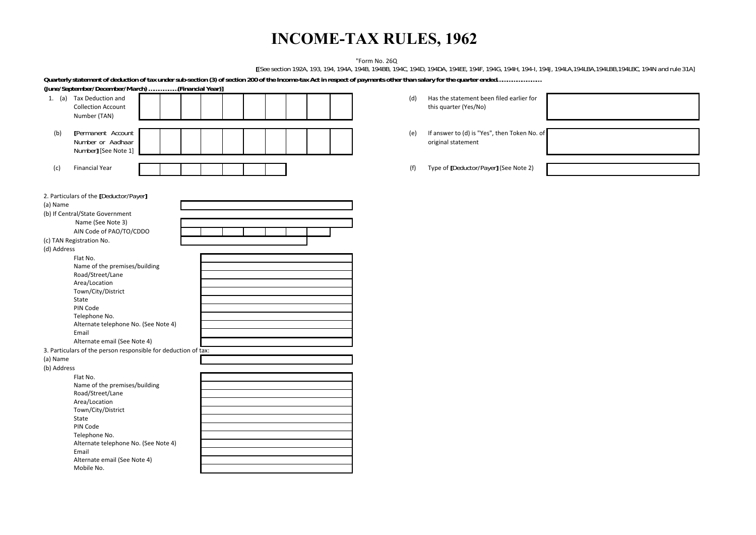# INCOME-TAX RULES, 1962

"Form No. 26Q

[[See section 192A, 193, 194, 194A, 194B, 194BB, 194C, 194D, 194DA, 194EE, 194F, 194G, 194H, 194-I, 194J, 194LA,194LBA,194LBB,194LBC, 194N and rule 31A]

**Quarterly statement of deduction of tax under sub-section (3) of section 200 of the Income-tax Act in respect of payments other than salary for the quarter ended.................. (June/September/December/March) ............(Financial Year)]**

1. (a) Tax Deduction and Collection Account Number (TAN)

   (b) [Permanent Account Number or Aadhaar Number] [See Note 1]

   (c) Financial Year

   (d) Has the statement been filed earlier for this quarter (Yes/No)

   (e) If answer to (d) is "Yes", then Token No. of original statement

   (f) Type of [Deductor/Payer] (See Note 2)

2. Particulars of the [Deductor/Payer]

(a) Name

(b) If Central/State Government

   Name (See Note 3)

   AIN Code of PAO/TO/CDDO

(c) TAN Registration No.

(d) Address

   Flat No.

   Name of the premises/building

   Road/Street/Lane

   Area/Location

   Town/City/District

   State

   PIN Code

   Telephone No.

   Alternate telephone No. (See Note 4)

   Email

   Alternate email (See Note 4)

3. Particulars of the person responsible for deduction of tax:

(a) Name

(b) Address

   Flat No.

   Name of the premises/building

   Road/Street/Lane

   Area/Location

   Town/City/District

   State

   PIN Code

   Telephone No.

   Alternate telephone No. (See Note 4)

   Email

   Alternate email (See Note 4)

   Mobile No.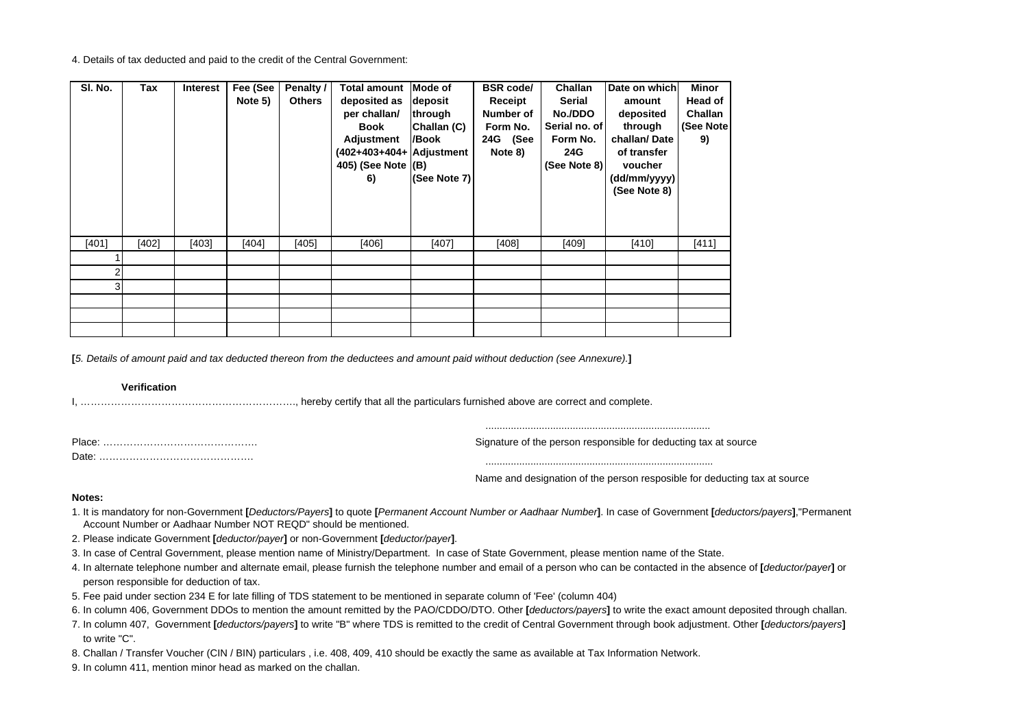4. Details of tax deducted and paid to the credit of the Central Government:

| Sl. No. | Tax | Interest | Fee (See Note 5) | Penalty / Others | Total amount deposited as per challan/ Book Adjustment (402+403+404+ 405) (See Note 6) | Mode of deposit through Challan (C) /Book Adjustment (B) (See Note 7) | BSR code/ Receipt Number of Form No. 24G (See Note 8) | Challan Serial No./DDO Serial no. of Form No. 24G (See Note 8) | Date on which amount deposited through challan/ Date of transfer voucher (dd/mm/yyyy) (See Note 8) | Minor Head of Challan (See Note 9) |
|---|---|---|---|---|---|---|---|---|---|---|
| [401] | [402] | [403] | [404] | [405] | [406] | [407] | [408] | [409] | [410] | [411] |
| 1 | | | | | | | | | | |
| 2 | | | | | | | | | | |
| 3 | | | | | | | | | | |
| | | | | | | | | | | |
| | | | | | | | | | | |
| | | | | | | | | | | |

**[***5. Details of amount paid and tax deducted thereon from the deductees and amount paid without deduction (see Annexure).***]**

**Verification**

I, …………………………………………………….., hereby certify that all the particulars furnished above are correct and complete.

Place: ……………………………………….

Date: ……………………………………….

................................................................................

Signature of the person responsible for deducting tax at source

................................................................................

Name and designation of the person resposible for deducting tax at source

**Notes:**

1. It is mandatory for non-Government **[***Deductors/Payers***]** to quote **[***Permanent Account Number or Aadhaar Number***]**. In case of Government **[***deductors/payers***]**,"Permanent Account Number or Aadhaar Number NOT REQD" should be mentioned.
2. Please indicate Government **[***deductor/payer***]** or non-Government **[***deductor/payer***]**.
3. In case of Central Government, please mention name of Ministry/Department. In case of State Government, please mention name of the State.
4. In alternate telephone number and alternate email, please furnish the telephone number and email of a person who can be contacted in the absence of **[***deductor/payer***]** or person responsible for deduction of tax.
5. Fee paid under section 234 E for late filling of TDS statement to be mentioned in separate column of 'Fee' (column 404)
6. In column 406, Government DDOs to mention the amount remitted by the PAO/CDDO/DTO. Other **[***deductors/payers***]** to write the exact amount deposited through challan.
7. In column 407, Government **[***deductors/payers***]** to write "B" where TDS is remitted to the credit of Central Government through book adjustment. Other **[***deductors/payers***]** to write "C".
8. Challan / Transfer Voucher (CIN / BIN) particulars , i.e. 408, 409, 410 should be exactly the same as available at Tax Information Network.
9. In column 411, mention minor head as marked on the challan.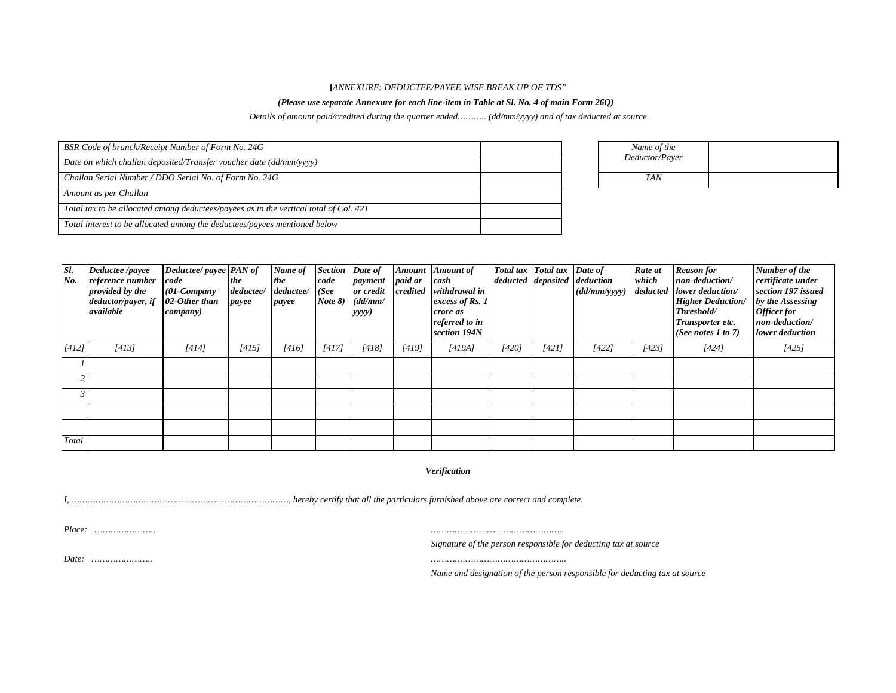**[***ANNEXURE: DEDUCTEE/PAYEE WISE BREAK UP OF TDS"*

***(Please use separate Annexure for each line-item in Table at Sl. No. 4 of main Form 26Q)***

*Details of amount paid/credited during the quarter ended……….. (dd/mm/yyyy) and of tax deducted at source*

| | |
|---|---|
| *BSR Code of branch/Receipt Number of Form No. 24G* | |
| *Date on which challan deposited/Transfer voucher date (dd/mm/yyyy)* | |
| *Challan Serial Number / DDO Serial No. of Form No. 24G* | |
| *Amount as per Challan* | |
| *Total tax to be allocated among deductees/payees as in the vertical total of Col. 421* | |
| *Total interest to be allocated among the deductees/payees mentioned below* | |

| | |
|---|---|
| *Name of the Deductor/Payer* | |
| *TAN* | |

| ***Sl. No.*** | ***Deductee /payee reference number provided by the deductor/payer, if available*** | ***Deductee/ payee code (01-Company 02-Other than company)*** | ***PAN of the deductee/ payee*** | ***Name of the deductee/ payee*** | ***Section code (See Note 8)*** | ***Date of payment or credit (dd/mm/ yyyy)*** | ***Amount paid or credited*** | ***Amount of cash withdrawal in excess of Rs. 1 crore as referred to in section 194N*** | ***Total tax deducted*** | ***Total tax deposited*** | ***Date of deduction (dd/mm/yyyy)*** | ***Rate at which deducted*** | ***Reason for non-deduction/ lower deduction/ Higher Deduction/ Threshold/ Transporter etc. (See notes 1 to 7)*** | ***Number of the certificate under section 197 issued by the Assessing Officer for non-deduction/ lower deduction*** |
|---|---|---|---|---|---|---|---|---|---|---|---|---|---|---|
| *[412]* | *[413]* | *[414]* | *[415]* | *[416]* | *[417]* | *[418]* | *[419]* | *[419A]* | *[420]* | *[421]* | *[422]* | *[423]* | *[424]* | *[425]* |
| *1* | | | | | | | | | | | | | | |
| *2* | | | | | | | | | | | | | | |
| *3* | | | | | | | | | | | | | | |
| | | | | | | | | | | | | | | |
| | | | | | | | | | | | | | | |
| *Total* | | | | | | | | | | | | | | |

***Verification***

*I, ………………………………………………………………………, hereby certify that all the particulars furnished above are correct and complete.*

*Place:* …………………..

*Date:* …………………..

…………………………………………..

*Signature of the person responsible for deducting tax at source*

…………………………………………..

*Name and designation of the person responsible for deducting tax at source*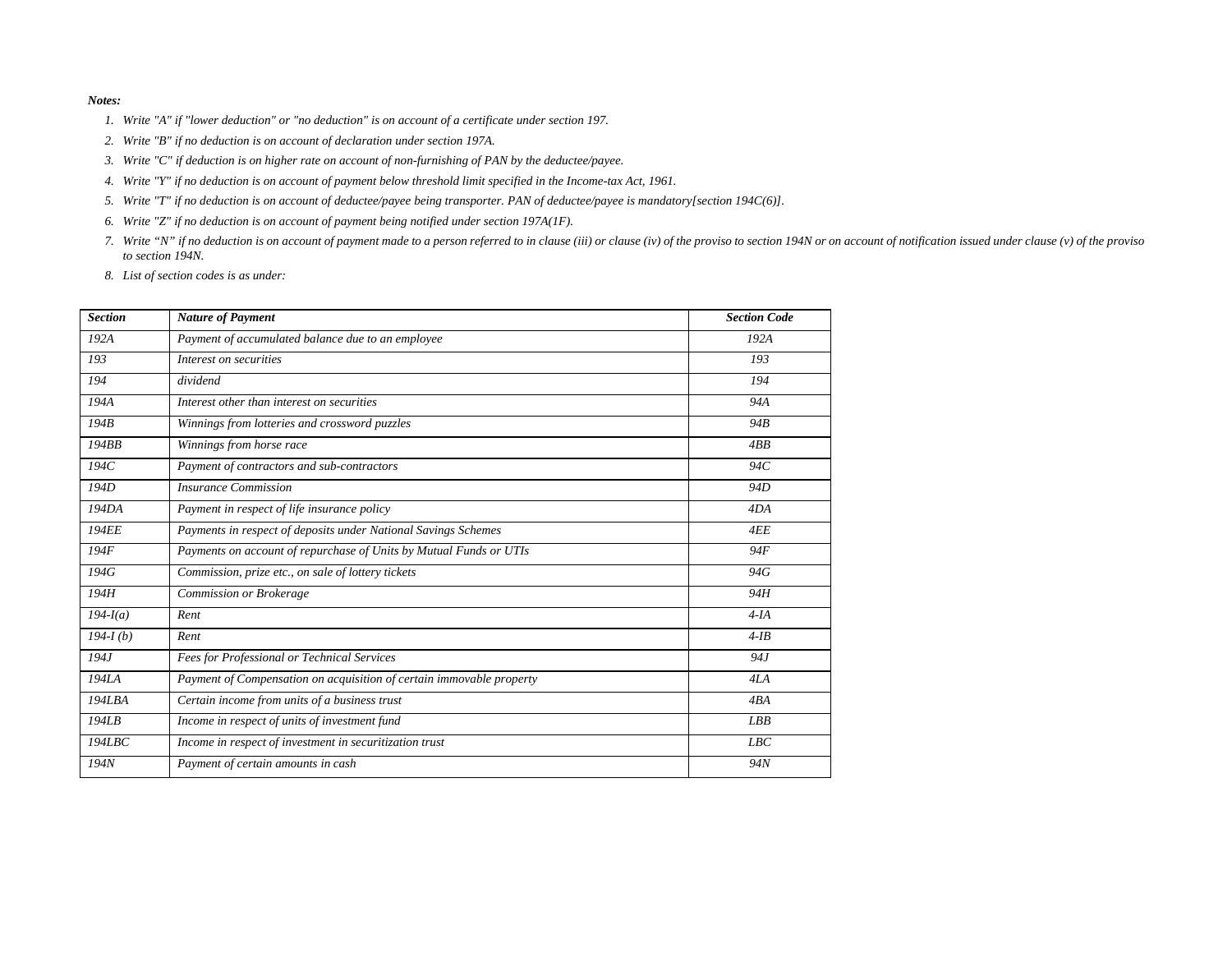***Notes:***

1. *Write "A" if "lower deduction" or "no deduction" is on account of a certificate under section 197.*
2. *Write "B" if no deduction is on account of declaration under section 197A.*
3. *Write "C" if deduction is on higher rate on account of non-furnishing of PAN by the deductee/payee.*
4. *Write "Y" if no deduction is on account of payment below threshold limit specified in the Income-tax Act, 1961.*
5. *Write "T" if no deduction is on account of deductee/payee being transporter. PAN of deductee/payee is mandatory[section 194C(6)].*
6. *Write "Z" if no deduction is on account of payment being notified under section 197A(1F).*
7. *Write "N" if no deduction is on account of payment made to a person referred to in clause (iii) or clause (iv) of the proviso to section 194N or on account of notification issued under clause (v) of the proviso to section 194N.*
8. *List of section codes is as under:*

| ***Section*** | ***Nature of Payment*** | ***Section Code*** |
|---|---|---|
| *192A* | *Payment of accumulated balance due to an employee* | *192A* |
| *193* | *Interest on securities* | *193* |
| *194* | *dividend* | *194* |
| *194A* | *Interest other than interest on securities* | *94A* |
| *194B* | *Winnings from lotteries and crossword puzzles* | *94B* |
| *194BB* | *Winnings from horse race* | *4BB* |
| *194C* | *Payment of contractors and sub-contractors* | *94C* |
| *194D* | *Insurance Commission* | *94D* |
| *194DA* | *Payment in respect of life insurance policy* | *4DA* |
| *194EE* | *Payments in respect of deposits under National Savings Schemes* | *4EE* |
| *194F* | *Payments on account of repurchase of Units by Mutual Funds or UTIs* | *94F* |
| *194G* | *Commission, prize etc., on sale of lottery tickets* | *94G* |
| *194H* | *Commission or Brokerage* | *94H* |
| *194-I(a)* | *Rent* | *4-IA* |
| *194-I (b)* | *Rent* | *4-IB* |
| *194J* | *Fees for Professional or Technical Services* | *94J* |
| *194LA* | *Payment of Compensation on acquisition of certain immovable property* | *4LA* |
| *194LBA* | *Certain income from units of a business trust* | *4BA* |
| *194LB* | *Income in respect of units of investment fund* | *LBB* |
| *194LBC* | *Income in respect of investment in securitization trust* | *LBC* |
| *194N* | *Payment of certain amounts in cash* | *94N* |